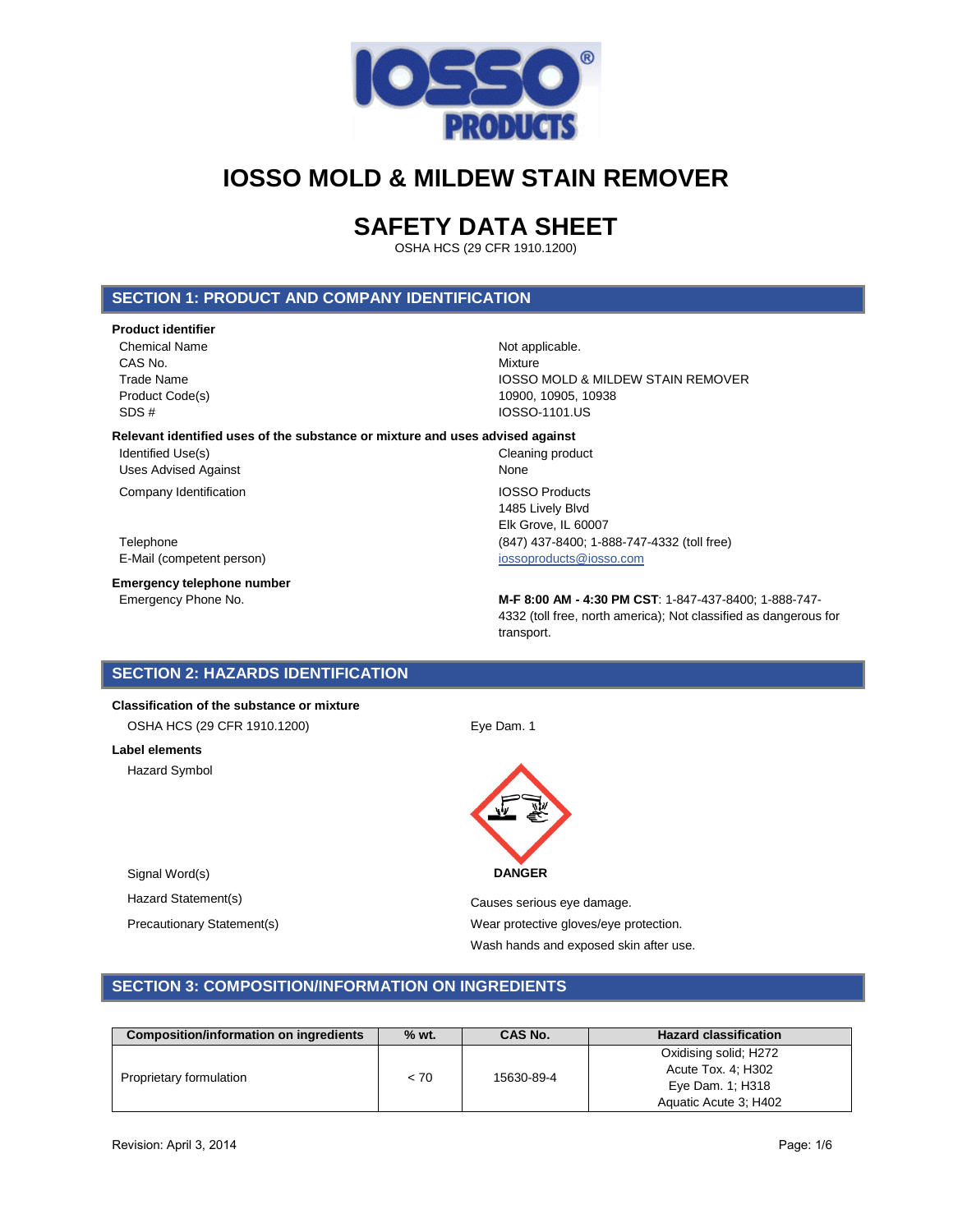# IOSSO MOLD & MILDEW STAIN REMOVER

# SAFETY DATA SHEET

OSHA HCS (29 CFR 1910.1200)

## SECTION 1: PRODUCT AND COMPANY IDENTIFICATION

**Product identifier**

| | |
|---|---|
| Chemical Name | Not applicable. |
| CAS No. | Mixture |
| Trade Name | IOSSO MOLD & MILDEW STAIN REMOVER |
| Product Code(s) | 10900, 10905, 10938 |
| SDS # | IOSSO-1101.US |

**Relevant identified uses of the substance or mixture and uses advised against**

| | |
|---|---|
| Identified Use(s) | Cleaning product |
| Uses Advised Against | None |
| Company Identification | IOSSO Products<br>1485 Lively Blvd<br>Elk Grove, IL 60007 |
| Telephone | (847) 437-8400; 1-888-747-4332 (toll free) |
| E-Mail (competent person) | iossoproducts@iosso.com |

**Emergency telephone number**

| | |
|---|---|
| Emergency Phone No. | **M-F 8:00 AM - 4:30 PM CST**: 1-847-437-8400; 1-888-747-4332 (toll free, north america); Not classified as dangerous for transport. |

## SECTION 2: HAZARDS IDENTIFICATION

**Classification of the substance or mixture**

| | |
|---|---|
| OSHA HCS (29 CFR 1910.1200) | Eye Dam. 1 |

**Label elements**

| | |
|---|---|
| Hazard Symbol | |
| Signal Word(s) | **DANGER** |
| Hazard Statement(s) | Causes serious eye damage. |
| Precautionary Statement(s) | Wear protective gloves/eye protection.<br>Wash hands and exposed skin after use. |

## SECTION 3: COMPOSITION/INFORMATION ON INGREDIENTS

| Composition/information on ingredients | % wt. | CAS No. | Hazard classification |
|---|---|---|---|
| Proprietary formulation | < 70 | 15630-89-4 | Oxidising solid; H272<br>Acute Tox. 4; H302<br>Eye Dam. 1; H318<br>Aquatic Acute 3; H402 |

Revision: April 3, 2014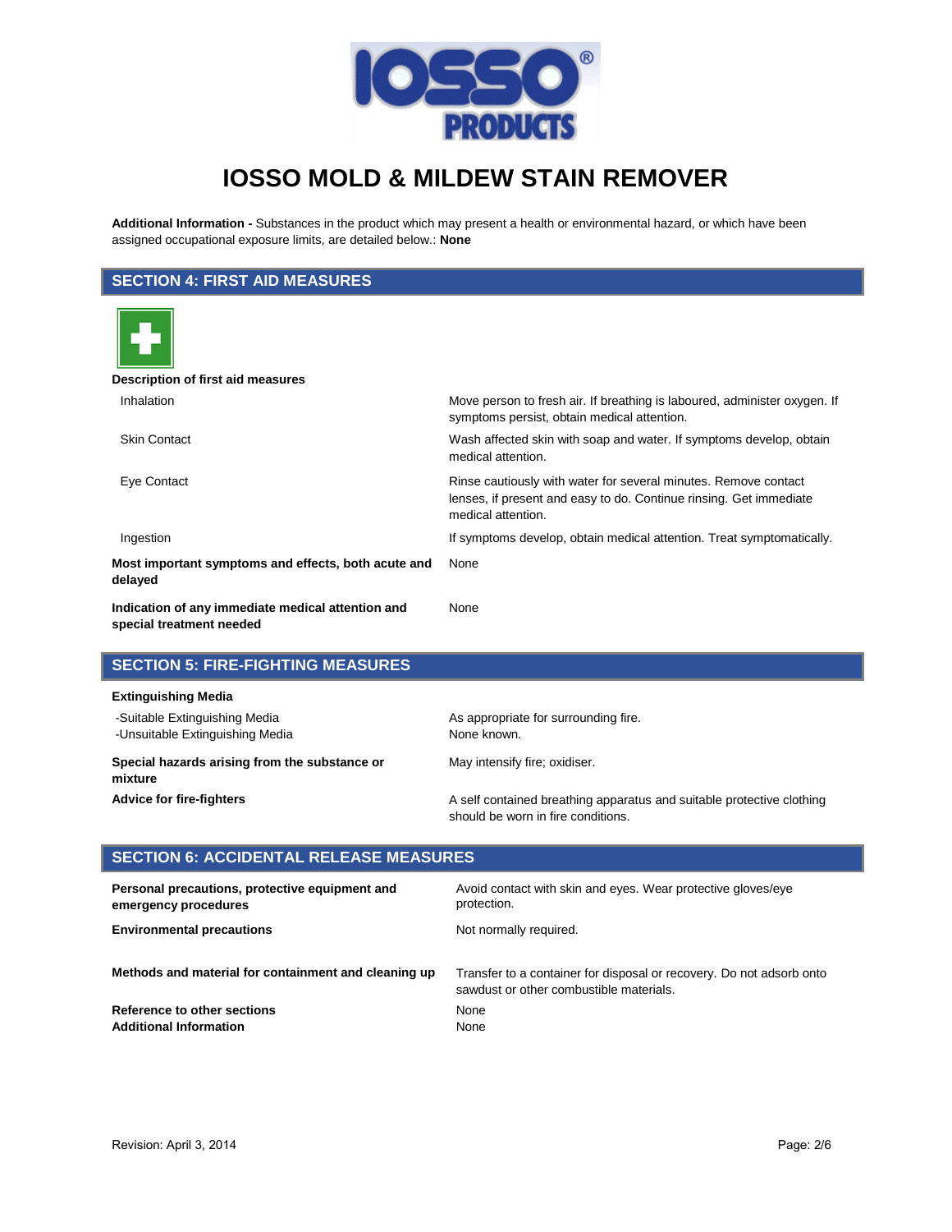# IOSSO MOLD & MILDEW STAIN REMOVER

**Additional Information -** Substances in the product which may present a health or environmental hazard, or which have been assigned occupational exposure limits, are detailed below.: **None**

## SECTION 4: FIRST AID MEASURES

**Description of first aid measures**

| | |
|---|---|
| Inhalation | Move person to fresh air. If breathing is laboured, administer oxygen. If symptoms persist, obtain medical attention. |
| Skin Contact | Wash affected skin with soap and water. If symptoms develop, obtain medical attention. |
| Eye Contact | Rinse cautiously with water for several minutes. Remove contact lenses, if present and easy to do. Continue rinsing. Get immediate medical attention. |
| Ingestion | If symptoms develop, obtain medical attention. Treat symptomatically. |
| **Most important symptoms and effects, both acute and delayed** | None |
| **Indication of any immediate medical attention and special treatment needed** | None |

## SECTION 5: FIRE-FIGHTING MEASURES

**Extinguishing Media**

| | |
|---|---|
| -Suitable Extinguishing Media | As appropriate for surrounding fire. |
| -Unsuitable Extinguishing Media | None known. |
| **Special hazards arising from the substance or mixture** | May intensify fire; oxidiser. |
| **Advice for fire-fighters** | A self contained breathing apparatus and suitable protective clothing should be worn in fire conditions. |

## SECTION 6: ACCIDENTAL RELEASE MEASURES

| | |
|---|---|
| **Personal precautions, protective equipment and emergency procedures** | Avoid contact with skin and eyes. Wear protective gloves/eye protection. |
| **Environmental precautions** | Not normally required. |
| **Methods and material for containment and cleaning up** | Transfer to a container for disposal or recovery. Do not adsorb onto sawdust or other combustible materials. |
| **Reference to other sections** | None |
| **Additional Information** | None |

Revision: April 3, 2014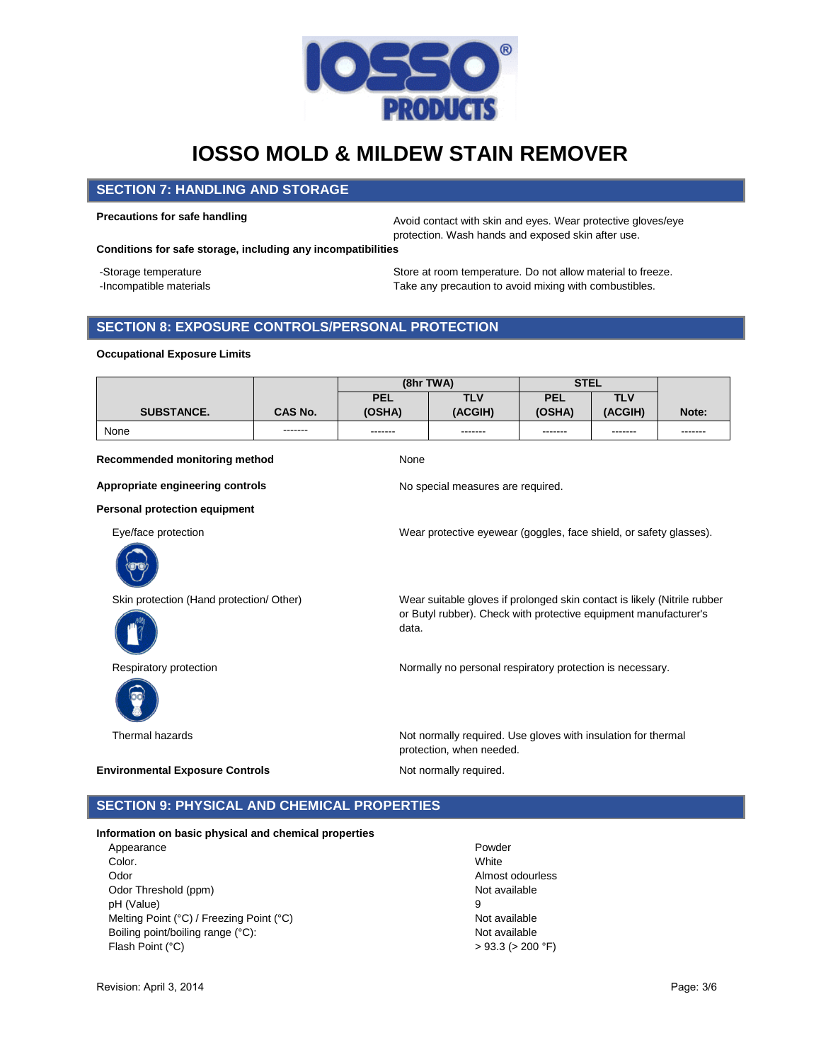# IOSSO MOLD & MILDEW STAIN REMOVER

## SECTION 7: HANDLING AND STORAGE

**Precautions for safe handling** — Avoid contact with skin and eyes. Wear protective gloves/eye protection. Wash hands and exposed skin after use.

**Conditions for safe storage, including any incompatibilities**

-Storage temperature — Store at room temperature. Do not allow material to freeze.
-Incompatible materials — Take any precaution to avoid mixing with combustibles.

## SECTION 8: EXPOSURE CONTROLS/PERSONAL PROTECTION

**Occupational Exposure Limits**

| SUBSTANCE. | CAS No. | (8hr TWA) PEL (OSHA) | (8hr TWA) TLV (ACGIH) | STEL PEL (OSHA) | STEL TLV (ACGIH) | Note: |
|---|---|---|---|---|---|---|
| None | ------- | ------- | ------- | ------- | ------- | ------- |

**Recommended monitoring method** — None

**Appropriate engineering controls** — No special measures are required.

**Personal protection equipment**

Eye/face protection — Wear protective eyewear (goggles, face shield, or safety glasses).

Skin protection (Hand protection/ Other) — Wear suitable gloves if prolonged skin contact is likely (Nitrile rubber or Butyl rubber). Check with protective equipment manufacturer's data.

Respiratory protection — Normally no personal respiratory protection is necessary.

Thermal hazards — Not normally required. Use gloves with insulation for thermal protection, when needed.

**Environmental Exposure Controls** — Not normally required.

## SECTION 9: PHYSICAL AND CHEMICAL PROPERTIES

**Information on basic physical and chemical properties**

| Property | Value |
|---|---|
| Appearance | Powder |
| Color. | White |
| Odor | Almost odourless |
| Odor Threshold (ppm) | Not available |
| pH (Value) | 9 |
| Melting Point (°C) / Freezing Point (°C) | Not available |
| Boiling point/boiling range (°C): | Not available |
| Flash Point (°C) | > 93.3 (> 200 °F) |

Revision: April 3, 2014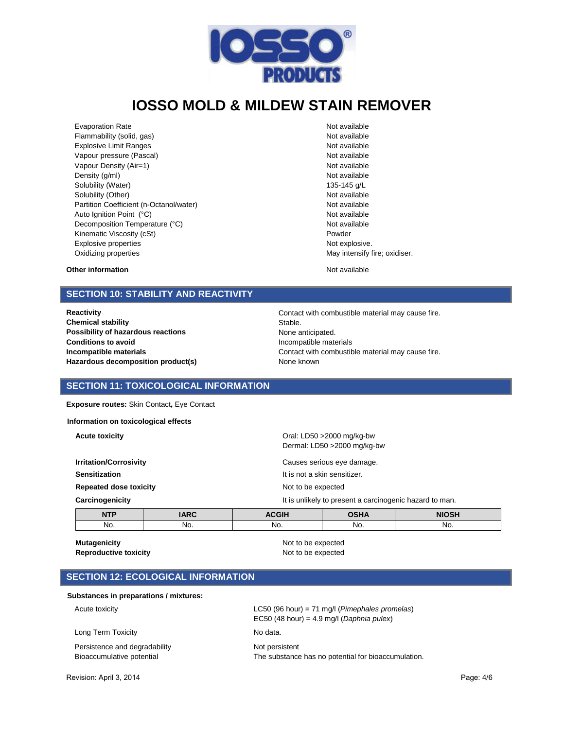| | |
|---|---|
| Evaporation Rate | Not available |
| Flammability (solid, gas) | Not available |
| Explosive Limit Ranges | Not available |
| Vapour pressure (Pascal) | Not available |
| Vapour Density (Air=1) | Not available |
| Density (g/ml) | Not available |
| Solubility (Water) | 135-145 g/L |
| Solubility (Other) | Not available |
| Partition Coefficient (n-Octanol/water) | Not available |
| Auto Ignition Point (°C) | Not available |
| Decomposition Temperature (°C) | Not available |
| Kinematic Viscosity (cSt) | Powder |
| Explosive properties | Not explosive. |
| Oxidizing properties | May intensify fire; oxidiser. |

**Other information** Not available

## SECTION 10: STABILITY AND REACTIVITY

| | |
|---|---|
| **Reactivity** | Contact with combustible material may cause fire. |
| **Chemical stability** | Stable. |
| **Possibility of hazardous reactions** | None anticipated. |
| **Conditions to avoid** | Incompatible materials |
| **Incompatible materials** | Contact with combustible material may cause fire. |
| **Hazardous decomposition product(s)** | None known |

## SECTION 11: TOXICOLOGICAL INFORMATION

**Exposure routes:** Skin Contact**,** Eye Contact

**Information on toxicological effects**

| | |
|---|---|
| **Acute toxicity** | Oral: LD50 >2000 mg/kg-bw<br>Dermal: LD50 >2000 mg/kg-bw |
| **Irritation/Corrosivity** | Causes serious eye damage. |
| **Sensitization** | It is not a skin sensitizer. |
| **Repeated dose toxicity** | Not to be expected |
| **Carcinogenicity** | It is unlikely to present a carcinogenic hazard to man. |

| NTP | IARC | ACGIH | OSHA | NIOSH |
|---|---|---|---|---|
| No. | No. | No. | No. | No. |

| | |
|---|---|
| **Mutagenicity** | Not to be expected |
| **Reproductive toxicity** | Not to be expected |

## SECTION 12: ECOLOGICAL INFORMATION

**Substances in preparations / mixtures:**

| | |
|---|---|
| Acute toxicity | LC50 (96 hour) = 71 mg/l (*Pimephales promelas*)<br>EC50 (48 hour) = 4.9 mg/l (*Daphnia pulex*) |
| Long Term Toxicity | No data. |
| Persistence and degradability | Not persistent |
| Bioaccumulative potential | The substance has no potential for bioaccumulation. |

Revision: April 3, 2014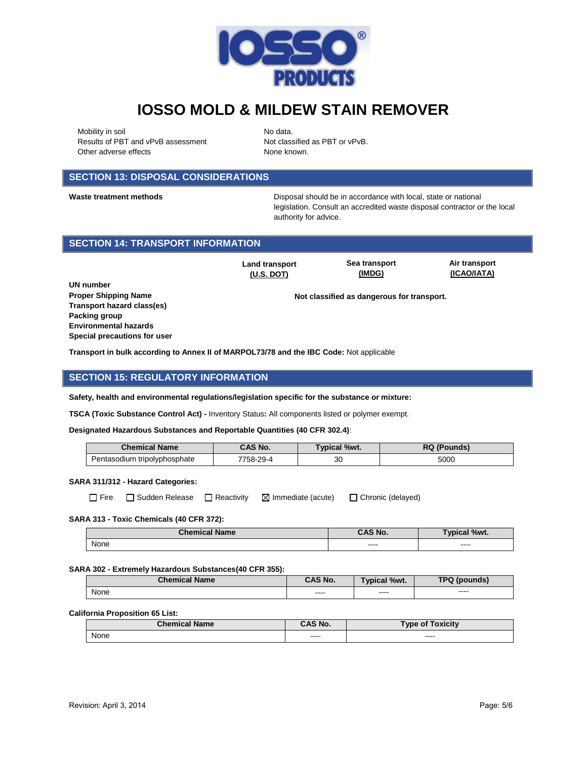# IOSSO MOLD & MILDEW STAIN REMOVER

| | |
|---|---|
| Mobility in soil | No data. |
| Results of PBT and vPvB assessment | Not classified as PBT or vPvB. |
| Other adverse effects | None known. |

## SECTION 13: DISPOSAL CONSIDERATIONS

**Waste treatment methods** — Disposal should be in accordance with local, state or national legislation. Consult an accredited waste disposal contractor or the local authority for advice.

## SECTION 14: TRANSPORT INFORMATION

| | Land transport (U.S. DOT) | Sea transport (IMDG) | Air transport (ICAO/IATA) |
|---|---|---|---|
| **UN number** | | | |
| **Proper Shipping Name** | | **Not classified as dangerous for transport.** | |
| **Transport hazard class(es)** | | | |
| **Packing group** | | | |
| **Environmental hazards** | | | |
| **Special precautions for user** | | | |

**Transport in bulk according to Annex II of MARPOL73/78 and the IBC Code:** Not applicable

## SECTION 15: REGULATORY INFORMATION

**Safety, health and environmental regulations/legislation specific for the substance or mixture:**

**TSCA (Toxic Substance Control Act) -** Inventory Status**:** All components listed or polymer exempt.

**Designated Hazardous Substances and Reportable Quantities (40 CFR 302.4)**:

| Chemical Name | CAS No. | Typical %wt. | RQ (Pounds) |
|---|---|---|---|
| Pentasodium tripolyphosphate | 7758-29-4 | 30 | 5000 |

**SARA 311/312 - Hazard Categories:**

☐ Fire ☐ Sudden Release ☐ Reactivity ☒ Immediate (acute) ☐ Chronic (delayed)

**SARA 313 - Toxic Chemicals (40 CFR 372):**

| Chemical Name | CAS No. | Typical %wt. |
|---|---|---|
| None | ---- | ---- |

**SARA 302 - Extremely Hazardous Substances(40 CFR 355):**

| Chemical Name | CAS No. | Typical %wt. | TPQ (pounds) |
|---|---|---|---|
| None | ---- | ---- | ---- |

**California Proposition 65 List:**

| Chemical Name | CAS No. | Type of Toxicity |
|---|---|---|
| None | ---- | ---- |

Revision: April 3, 2014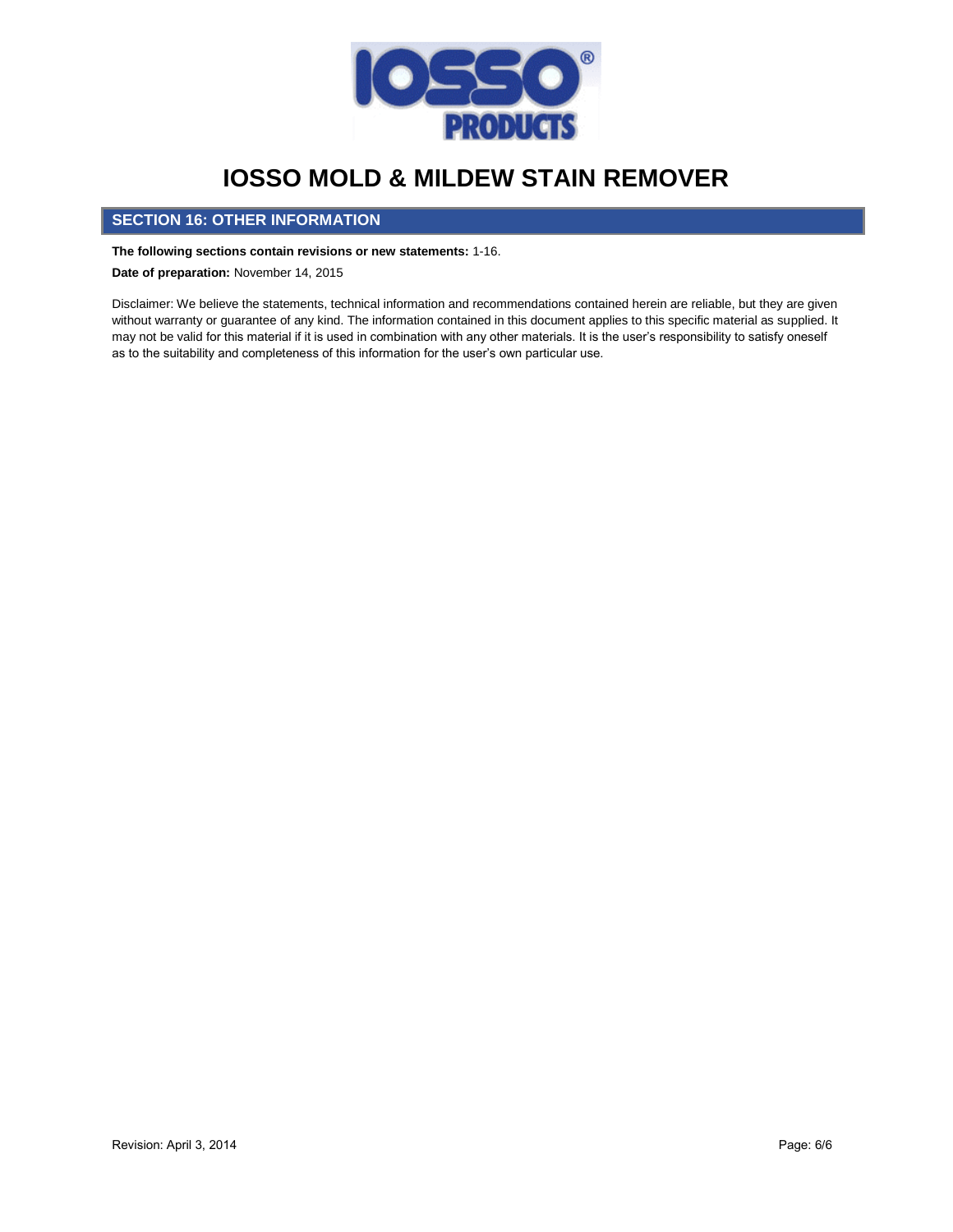# IOSSO MOLD & MILDEW STAIN REMOVER

## SECTION 16: OTHER INFORMATION

**The following sections contain revisions or new statements:** 1-16.

**Date of preparation:** November 14, 2015

Disclaimer: We believe the statements, technical information and recommendations contained herein are reliable, but they are given without warranty or guarantee of any kind. The information contained in this document applies to this specific material as supplied. It may not be valid for this material if it is used in combination with any other materials. It is the user's responsibility to satisfy oneself as to the suitability and completeness of this information for the user's own particular use.